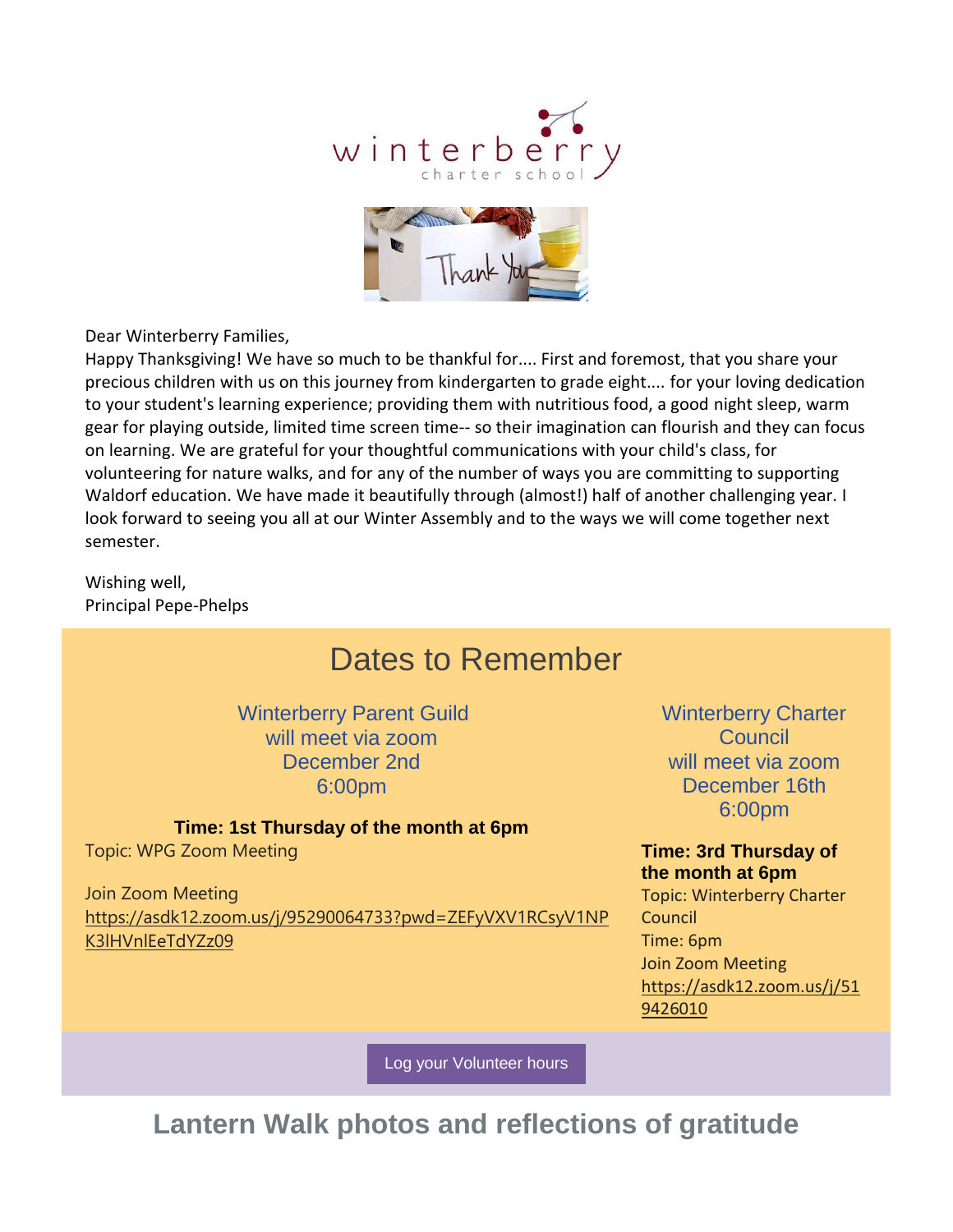Dear Winterberry Families,

Happy Thanksgiving! We have so much to be thankful for.... First and foremost, that you share your precious children with us on this journey from kindergarten to grade eight.... for your loving dedication to your student's learning experience; providing them with nutritious food, a good night sleep, warm gear for playing outside, limited time screen time-- so their imagination can flourish and they can focus on learning. We are grateful for your thoughtful communications with your child's class, for volunteering for nature walks, and for any of the number of ways you are committing to supporting Waldorf education. We have made it beautifully through (almost!) half of another challenging year. I look forward to seeing you all at our Winter Assembly and to the ways we will come together next semester.

Wishing well,
Principal Pepe-Phelps

# Dates to Remember

Winterberry Parent Guild
will meet via zoom
December 2nd
6:00pm

**Time: 1st Thursday of the month at 6pm**
Topic: WPG Zoom Meeting

Join Zoom Meeting
https://asdk12.zoom.us/j/95290064733?pwd=ZEFyVXV1RCsyV1NPK3lHVnlEeTdYZz09

Winterberry Charter Council
will meet via zoom
December 16th
6:00pm

**Time: 3rd Thursday of the month at 6pm**
Topic: Winterberry Charter Council
Time: 6pm
Join Zoom Meeting
https://asdk12.zoom.us/j/519426010

Log your Volunteer hours

## Lantern Walk photos and reflections of gratitude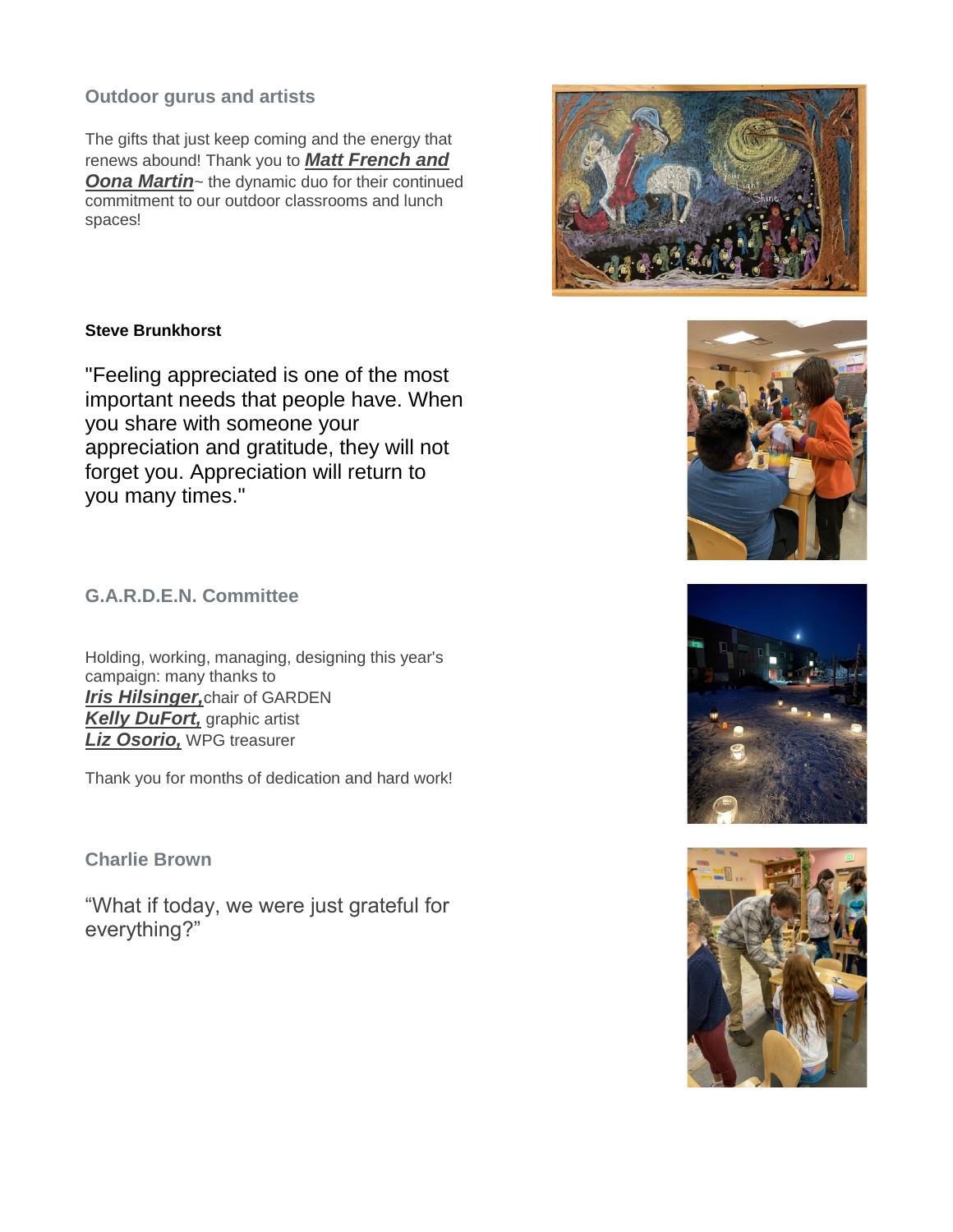### Outdoor gurus and artists

The gifts that just keep coming and the energy that renews abound! Thank you to ***Matt French and Oona Martin***~ the dynamic duo for their continued commitment to our outdoor classrooms and lunch spaces!

**Steve Brunkhorst**

"Feeling appreciated is one of the most important needs that people have. When you share with someone your appreciation and gratitude, they will not forget you. Appreciation will return to you many times."

### G.A.R.D.E.N. Committee

Holding, working, managing, designing this year's campaign: many thanks to
***Iris Hilsinger,*** chair of GARDEN
***Kelly DuFort,*** graphic artist
***Liz Osorio,*** WPG treasurer

Thank you for months of dedication and hard work!

### Charlie Brown

"What if today, we were just grateful for everything?"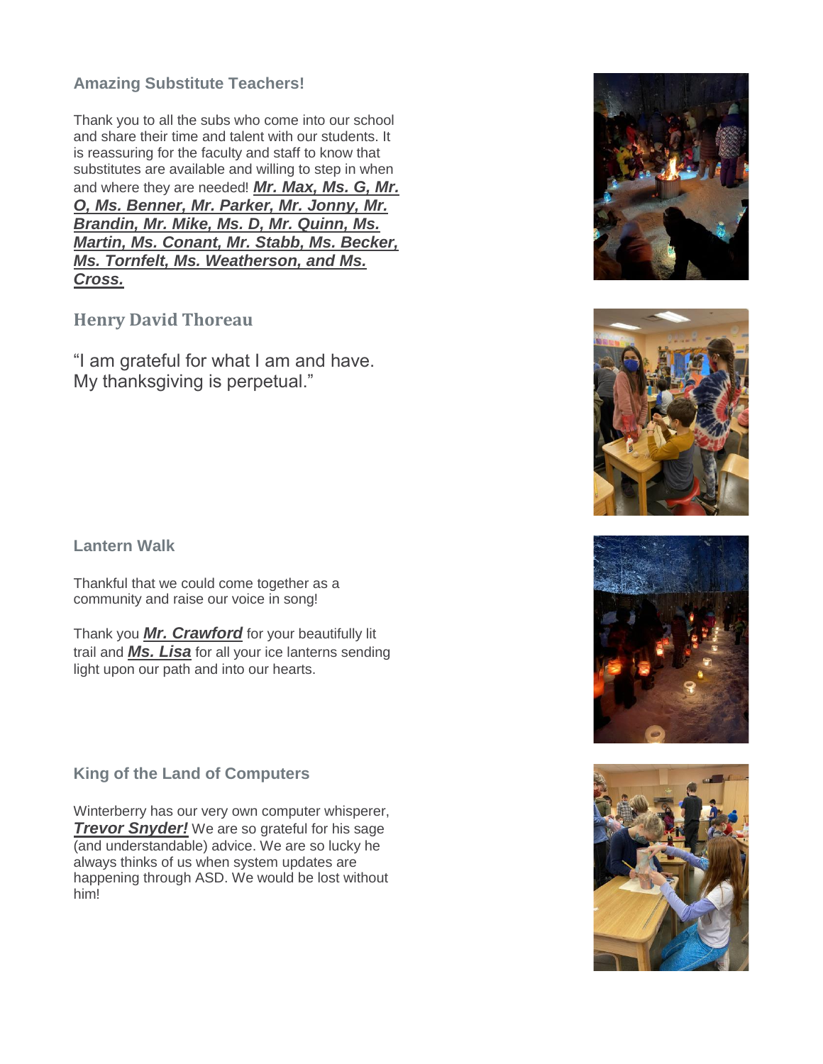## Amazing Substitute Teachers!

Thank you to all the subs who come into our school and share their time and talent with our students. It is reassuring for the faculty and staff to know that substitutes are available and willing to step in when and where they are needed! ***Mr. Max, Ms. G, Mr. O, Ms. Benner, Mr. Parker, Mr. Jonny, Mr. Brandin, Mr. Mike, Ms. D, Mr. Quinn, Ms. Martin, Ms. Conant, Mr. Stabb, Ms. Becker, Ms. Tornfelt, Ms. Weatherson, and Ms. Cross.***

## Henry David Thoreau

"I am grateful for what I am and have. My thanksgiving is perpetual."

## Lantern Walk

Thankful that we could come together as a community and raise our voice in song!

Thank you ***Mr. Crawford*** for your beautifully lit trail and ***Ms. Lisa*** for all your ice lanterns sending light upon our path and into our hearts.

## King of the Land of Computers

Winterberry has our very own computer whisperer, ***Trevor Snyder!*** We are so grateful for his sage (and understandable) advice. We are so lucky he always thinks of us when system updates are happening through ASD. We would be lost without him!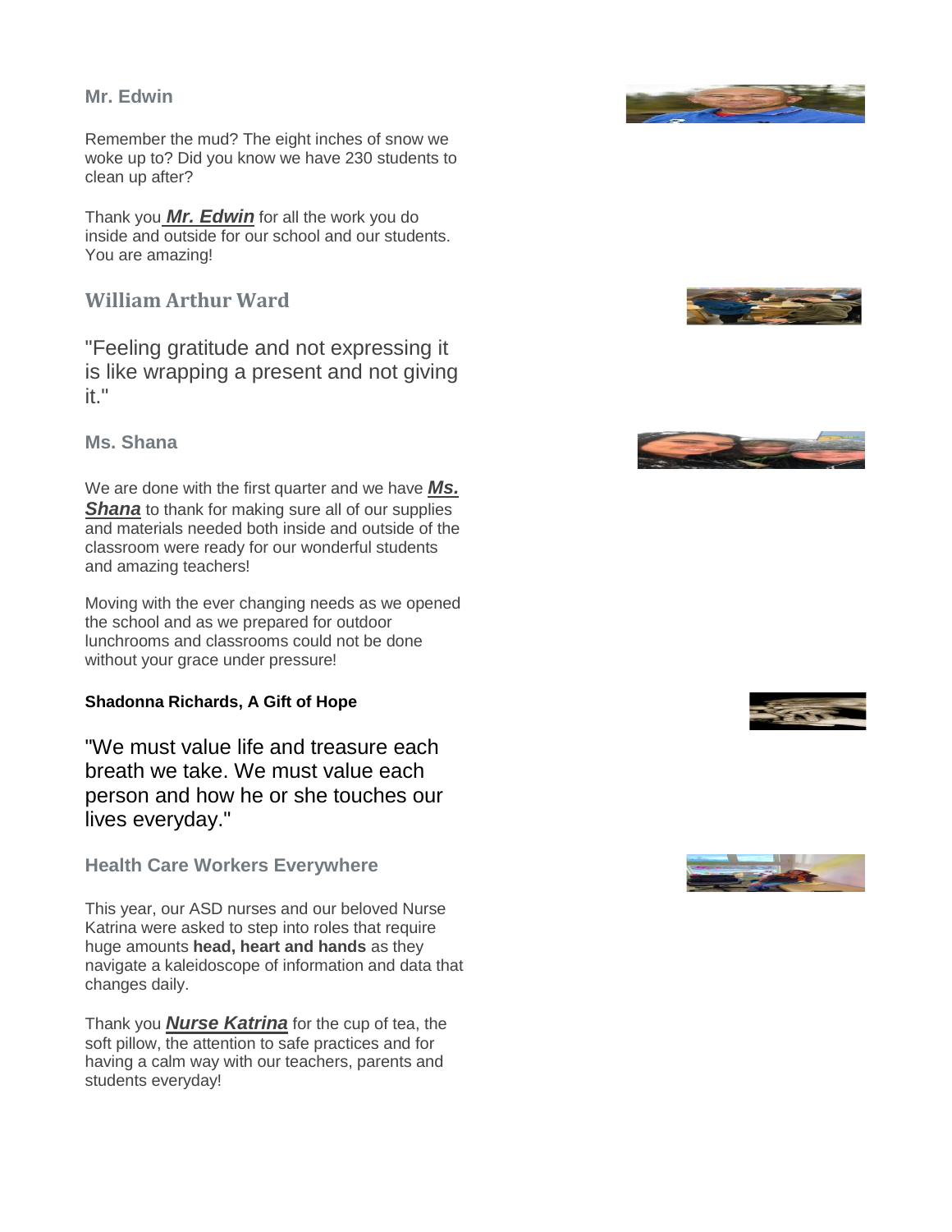### Mr. Edwin

Remember the mud? The eight inches of snow we woke up to? Did you know we have 230 students to clean up after?

Thank you ***Mr. Edwin*** for all the work you do inside and outside for our school and our students. You are amazing!

### William Arthur Ward

"Feeling gratitude and not expressing it is like wrapping a present and not giving it."

### Ms. Shana

We are done with the first quarter and we have ***Ms. Shana*** to thank for making sure all of our supplies and materials needed both inside and outside of the classroom were ready for our wonderful students and amazing teachers!

Moving with the ever changing needs as we opened the school and as we prepared for outdoor lunchrooms and classrooms could not be done without your grace under pressure!

**Shadonna Richards, A Gift of Hope**

"We must value life and treasure each breath we take. We must value each person and how he or she touches our lives everyday."

### Health Care Workers Everywhere

This year, our ASD nurses and our beloved Nurse Katrina were asked to step into roles that require huge amounts **head, heart and hands** as they navigate a kaleidoscope of information and data that changes daily.

Thank you ***Nurse Katrina*** for the cup of tea, the soft pillow, the attention to safe practices and for having a calm way with our teachers, parents and students everyday!